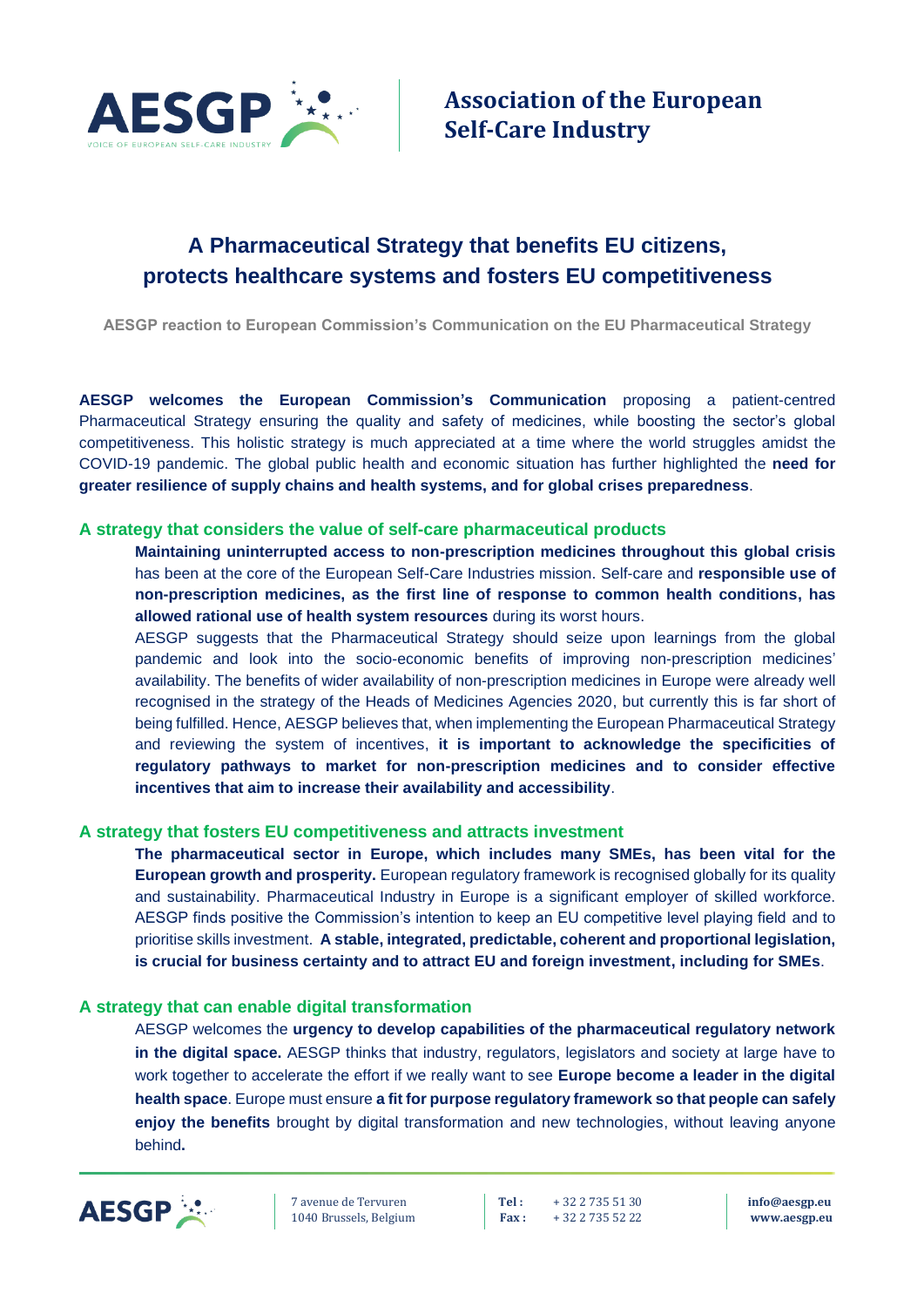**Association of the European Self-Care Industry**

# A Pharmaceutical Strategy that benefits EU citizens, protects healthcare systems and fosters EU competitiveness

**AESGP reaction to European Commission's Communication on the EU Pharmaceutical Strategy**

**AESGP welcomes the European Commission's Communication** proposing a patient-centred Pharmaceutical Strategy ensuring the quality and safety of medicines, while boosting the sector's global competitiveness. This holistic strategy is much appreciated at a time where the world struggles amidst the COVID-19 pandemic. The global public health and economic situation has further highlighted the **need for greater resilience of supply chains and health systems, and for global crises preparedness**.

## A strategy that considers the value of self-care pharmaceutical products

**Maintaining uninterrupted access to non-prescription medicines throughout this global crisis** has been at the core of the European Self-Care Industries mission. Self-care and **responsible use of non-prescription medicines, as the first line of response to common health conditions, has allowed rational use of health system resources** during its worst hours.

AESGP suggests that the Pharmaceutical Strategy should seize upon learnings from the global pandemic and look into the socio-economic benefits of improving non-prescription medicines' availability. The benefits of wider availability of non-prescription medicines in Europe were already well recognised in the strategy of the Heads of Medicines Agencies 2020, but currently this is far short of being fulfilled. Hence, AESGP believes that, when implementing the European Pharmaceutical Strategy and reviewing the system of incentives, **it is important to acknowledge the specificities of regulatory pathways to market for non-prescription medicines and to consider effective incentives that aim to increase their availability and accessibility**.

## A strategy that fosters EU competitiveness and attracts investment

**The pharmaceutical sector in Europe, which includes many SMEs, has been vital for the European growth and prosperity.** European regulatory framework is recognised globally for its quality and sustainability. Pharmaceutical Industry in Europe is a significant employer of skilled workforce. AESGP finds positive the Commission's intention to keep an EU competitive level playing field and to prioritise skills investment. **A stable, integrated, predictable, coherent and proportional legislation, is crucial for business certainty and to attract EU and foreign investment, including for SMEs**.

## A strategy that can enable digital transformation

AESGP welcomes the **urgency to develop capabilities of the pharmaceutical regulatory network in the digital space.** AESGP thinks that industry, regulators, legislators and society at large have to work together to accelerate the effort if we really want to see **Europe become a leader in the digital health space**. Europe must ensure **a fit for purpose regulatory framework so that people can safely enjoy the benefits** brought by digital transformation and new technologies, without leaving anyone behind**.**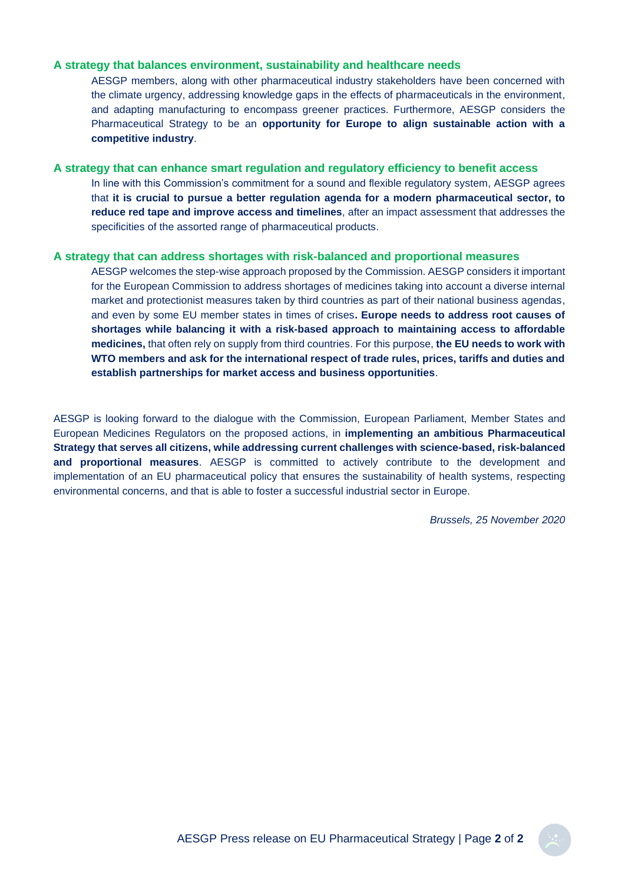### A strategy that balances environment, sustainability and healthcare needs

AESGP members, along with other pharmaceutical industry stakeholders have been concerned with the climate urgency, addressing knowledge gaps in the effects of pharmaceuticals in the environment, and adapting manufacturing to encompass greener practices. Furthermore, AESGP considers the Pharmaceutical Strategy to be an **opportunity for Europe to align sustainable action with a competitive industry**.

### A strategy that can enhance smart regulation and regulatory efficiency to benefit access

In line with this Commission's commitment for a sound and flexible regulatory system, AESGP agrees that **it is crucial to pursue a better regulation agenda for a modern pharmaceutical sector, to reduce red tape and improve access and timelines**, after an impact assessment that addresses the specificities of the assorted range of pharmaceutical products.

### A strategy that can address shortages with risk-balanced and proportional measures

AESGP welcomes the step-wise approach proposed by the Commission. AESGP considers it important for the European Commission to address shortages of medicines taking into account a diverse internal market and protectionist measures taken by third countries as part of their national business agendas, and even by some EU member states in times of crises**. Europe needs to address root causes of shortages while balancing it with a risk-based approach to maintaining access to affordable medicines,** that often rely on supply from third countries. For this purpose, **the EU needs to work with WTO members and ask for the international respect of trade rules, prices, tariffs and duties and establish partnerships for market access and business opportunities**.

AESGP is looking forward to the dialogue with the Commission, European Parliament, Member States and European Medicines Regulators on the proposed actions, in **implementing an ambitious Pharmaceutical Strategy that serves all citizens, while addressing current challenges with science-based, risk-balanced and proportional measures**. AESGP is committed to actively contribute to the development and implementation of an EU pharmaceutical policy that ensures the sustainability of health systems, respecting environmental concerns, and that is able to foster a successful industrial sector in Europe.

*Brussels, 25 November 2020*